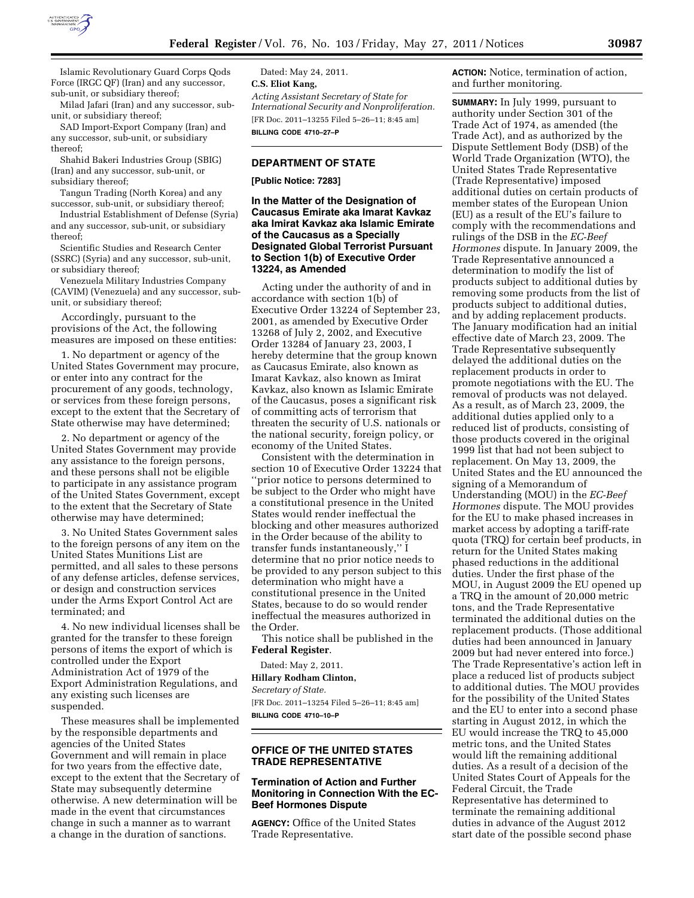Islamic Revolutionary Guard Corps Qods Force (IRGC QF) (Iran) and any successor, sub-unit, or subsidiary thereof;

Milad Jafari (Iran) and any successor, sub-unit, or subsidiary thereof;

SAD Import-Export Company (Iran) and any successor, sub-unit, or subsidiary thereof;

Shahid Bakeri Industries Group (SBIG) (Iran) and any successor, sub-unit, or subsidiary thereof;

Tangun Trading (North Korea) and any successor, sub-unit, or subsidiary thereof;

Industrial Establishment of Defense (Syria) and any successor, sub-unit, or subsidiary thereof;

Scientific Studies and Research Center (SSRC) (Syria) and any successor, sub-unit, or subsidiary thereof;

Venezuela Military Industries Company (CAVIM) (Venezuela) and any successor, sub-unit, or subsidiary thereof;

Accordingly, pursuant to the provisions of the Act, the following measures are imposed on these entities:

1. No department or agency of the United States Government may procure, or enter into any contract for the procurement of any goods, technology, or services from these foreign persons, except to the extent that the Secretary of State otherwise may have determined;

2. No department or agency of the United States Government may provide any assistance to the foreign persons, and these persons shall not be eligible to participate in any assistance program of the United States Government, except to the extent that the Secretary of State otherwise may have determined;

3. No United States Government sales to the foreign persons of any item on the United States Munitions List are permitted, and all sales to these persons of any defense articles, defense services, or design and construction services under the Arms Export Control Act are terminated; and

4. No new individual licenses shall be granted for the transfer to these foreign persons of items the export of which is controlled under the Export Administration Act of 1979 of the Export Administration Regulations, and any existing such licenses are suspended.

These measures shall be implemented by the responsible departments and agencies of the United States Government and will remain in place for two years from the effective date, except to the extent that the Secretary of State may subsequently determine otherwise. A new determination will be made in the event that circumstances change in such a manner as to warrant a change in the duration of sanctions.

Dated: May 24, 2011.

**C.S. Eliot Kang,**

*Acting Assistant Secretary of State for International Security and Nonproliferation.*

[FR Doc. 2011–13255 Filed 5–26–11; 8:45 am]

**BILLING CODE 4710–27–P**

## DEPARTMENT OF STATE

**[Public Notice: 7283]**

### In the Matter of the Designation of Caucasus Emirate aka Imarat Kavkaz aka Imirat Kavkaz aka Islamic Emirate of the Caucasus as a Specially Designated Global Terrorist Pursuant to Section 1(b) of Executive Order 13224, as Amended

Acting under the authority of and in accordance with section 1(b) of Executive Order 13224 of September 23, 2001, as amended by Executive Order 13268 of July 2, 2002, and Executive Order 13284 of January 23, 2003, I hereby determine that the group known as Caucasus Emirate, also known as Imarat Kavkaz, also known as Imirat Kavkaz, also known as Islamic Emirate of the Caucasus, poses a significant risk of committing acts of terrorism that threaten the security of U.S. nationals or the national security, foreign policy, or economy of the United States.

Consistent with the determination in section 10 of Executive Order 13224 that "prior notice to persons determined to be subject to the Order who might have a constitutional presence in the United States would render ineffectual the blocking and other measures authorized in the Order because of the ability to transfer funds instantaneously," I determine that no prior notice needs to be provided to any person subject to this determination who might have a constitutional presence in the United States, because to do so would render ineffectual the measures authorized in the Order.

This notice shall be published in the **Federal Register**.

Dated: May 2, 2011.

**Hillary Rodham Clinton,**

*Secretary of State.*

[FR Doc. 2011–13254 Filed 5–26–11; 8:45 am]

**BILLING CODE 4710–10–P**

## OFFICE OF THE UNITED STATES TRADE REPRESENTATIVE

### Termination of Action and Further Monitoring in Connection With the EC-Beef Hormones Dispute

**AGENCY:** Office of the United States Trade Representative.

**ACTION:** Notice, termination of action, and further monitoring.

**SUMMARY:** In July 1999, pursuant to authority under Section 301 of the Trade Act of 1974, as amended (the Trade Act), and as authorized by the Dispute Settlement Body (DSB) of the World Trade Organization (WTO), the United States Trade Representative (Trade Representative) imposed additional duties on certain products of member states of the European Union (EU) as a result of the EU's failure to comply with the recommendations and rulings of the DSB in the *EC-Beef Hormones* dispute. In January 2009, the Trade Representative announced a determination to modify the list of products subject to additional duties by removing some products from the list of products subject to additional duties, and by adding replacement products. The January modification had an initial effective date of March 23, 2009. The Trade Representative subsequently delayed the additional duties on the replacement products in order to promote negotiations with the EU. The removal of products was not delayed. As a result, as of March 23, 2009, the additional duties applied only to a reduced list of products, consisting of those products covered in the original 1999 list that had not been subject to replacement. On May 13, 2009, the United States and the EU announced the signing of a Memorandum of Understanding (MOU) in the *EC-Beef Hormones* dispute. The MOU provides for the EU to make phased increases in market access by adopting a tariff-rate quota (TRQ) for certain beef products, in return for the United States making phased reductions in the additional duties. Under the first phase of the MOU, in August 2009 the EU opened up a TRQ in the amount of 20,000 metric tons, and the Trade Representative terminated the additional duties on the replacement products. (Those additional duties had been announced in January 2009 but had never entered into force.) The Trade Representative's action left in place a reduced list of products subject to additional duties. The MOU provides for the possibility of the United States and the EU to enter into a second phase starting in August 2012, in which the EU would increase the TRQ to 45,000 metric tons, and the United States would lift the remaining additional duties. As a result of a decision of the United States Court of Appeals for the Federal Circuit, the Trade Representative has determined to terminate the remaining additional duties in advance of the August 2012 start date of the possible second phase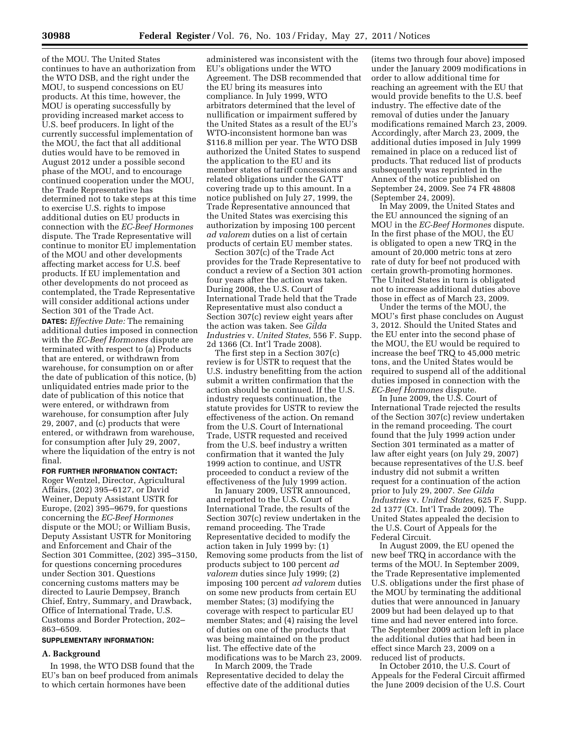of the MOU. The United States continues to have an authorization from the WTO DSB, and the right under the MOU, to suspend concessions on EU products. At this time, however, the MOU is operating successfully by providing increased market access to U.S. beef producers. In light of the currently successful implementation of the MOU, the fact that all additional duties would have to be removed in August 2012 under a possible second phase of the MOU, and to encourage continued cooperation under the MOU, the Trade Representative has determined not to take steps at this time to exercise U.S. rights to impose additional duties on EU products in connection with the *EC-Beef Hormones* dispute. The Trade Representative will continue to monitor EU implementation of the MOU and other developments affecting market access for U.S. beef products. If EU implementation and other developments do not proceed as contemplated, the Trade Representative will consider additional actions under Section 301 of the Trade Act.

**DATES:** *Effective Date:* The remaining additional duties imposed in connection with the *EC-Beef Hormones* dispute are terminated with respect to (a) Products that are entered, or withdrawn from warehouse, for consumption on or after the date of publication of this notice, (b) unliquidated entries made prior to the date of publication of this notice that were entered, or withdrawn from warehouse, for consumption after July 29, 2007, and (c) products that were entered, or withdrawn from warehouse, for consumption after July 29, 2007, where the liquidation of the entry is not final.

**FOR FURTHER INFORMATION CONTACT:** Roger Wentzel, Director, Agricultural Affairs, (202) 395–6127, or David Weiner, Deputy Assistant USTR for Europe, (202) 395–9679, for questions concerning the *EC-Beef Hormones* dispute or the MOU; or William Busis, Deputy Assistant USTR for Monitoring and Enforcement and Chair of the Section 301 Committee, (202) 395–3150, for questions concerning procedures under Section 301. Questions concerning customs matters may be directed to Laurie Dempsey, Branch Chief, Entry, Summary, and Drawback, Office of International Trade, U.S. Customs and Border Protection, 202–863–6509.

**SUPPLEMENTARY INFORMATION:**

## A. Background

In 1998, the WTO DSB found that the EU's ban on beef produced from animals to which certain hormones have been administered was inconsistent with the EU's obligations under the WTO Agreement. The DSB recommended that the EU bring its measures into compliance. In July 1999, WTO arbitrators determined that the level of nullification or impairment suffered by the United States as a result of the EU's WTO-inconsistent hormone ban was $116.8 million per year. The WTO DSB authorized the United States to suspend the application to the EU and its member states of tariff concessions and related obligations under the GATT covering trade up to this amount. In a notice published on July 27, 1999, the Trade Representative announced that the United States was exercising this authorization by imposing 100 percent *ad valorem* duties on a list of certain products of certain EU member states.

Section 307(c) of the Trade Act provides for the Trade Representative to conduct a review of a Section 301 action four years after the action was taken. During 2008, the U.S. Court of International Trade held that the Trade Representative must also conduct a Section 307(c) review eight years after the action was taken. See *Gilda Industries* v. *United States,* 556 F. Supp. 2d 1366 (Ct. Int'l Trade 2008).

The first step in a Section 307(c) review is for USTR to request that the U.S. industry benefitting from the action submit a written confirmation that the action should be continued. If the U.S. industry requests continuation, the statute provides for USTR to review the effectiveness of the action. On remand from the U.S. Court of International Trade, USTR requested and received from the U.S. beef industry a written confirmation that it wanted the July 1999 action to continue, and USTR proceeded to conduct a review of the effectiveness of the July 1999 action.

In January 2009, USTR announced, and reported to the U.S. Court of International Trade, the results of the Section 307(c) review undertaken in the remand proceeding. The Trade Representative decided to modify the action taken in July 1999 by: (1) Removing some products from the list of products subject to 100 percent *ad valorem* duties since July 1999; (2) imposing 100 percent *ad valorem* duties on some new products from certain EU member States; (3) modifying the coverage with respect to particular EU member States; and (4) raising the level of duties on one of the products that was being maintained on the product list. The effective date of the modifications was to be March 23, 2009.

In March 2009, the Trade Representative decided to delay the effective date of the additional duties (items two through four above) imposed under the January 2009 modifications in order to allow additional time for reaching an agreement with the EU that would provide benefits to the U.S. beef industry. The effective date of the removal of duties under the January modifications remained March 23, 2009. Accordingly, after March 23, 2009, the additional duties imposed in July 1999 remained in place on a reduced list of products. That reduced list of products subsequently was reprinted in the Annex of the notice published on September 24, 2009. See 74 FR 48808 (September 24, 2009).

In May 2009, the United States and the EU announced the signing of an MOU in the *EC-Beef Hormones* dispute. In the first phase of the MOU, the EU is obligated to open a new TRQ in the amount of 20,000 metric tons at zero rate of duty for beef not produced with certain growth-promoting hormones. The United States in turn is obligated not to increase additional duties above those in effect as of March 23, 2009.

Under the terms of the MOU, the MOU's first phase concludes on August 3, 2012. Should the United States and the EU enter into the second phase of the MOU, the EU would be required to increase the beef TRQ to 45,000 metric tons, and the United States would be required to suspend all of the additional duties imposed in connection with the *EC-Beef Hormones* dispute.

In June 2009, the U.S. Court of International Trade rejected the results of the Section 307(c) review undertaken in the remand proceeding. The court found that the July 1999 action under Section 301 terminated as a matter of law after eight years (on July 29, 2007) because representatives of the U.S. beef industry did not submit a written request for a continuation of the action prior to July 29, 2007. *See Gilda Industries* v. *United States,* 625 F. Supp. 2d 1377 (Ct. Int'l Trade 2009). The United States appealed the decision to the U.S. Court of Appeals for the Federal Circuit.

In August 2009, the EU opened the new beef TRQ in accordance with the terms of the MOU. In September 2009, the Trade Representative implemented U.S. obligations under the first phase of the MOU by terminating the additional duties that were announced in January 2009 but had been delayed up to that time and had never entered into force. The September 2009 action left in place the additional duties that had been in effect since March 23, 2009 on a reduced list of products.

In October 2010, the U.S. Court of Appeals for the Federal Circuit affirmed the June 2009 decision of the U.S. Court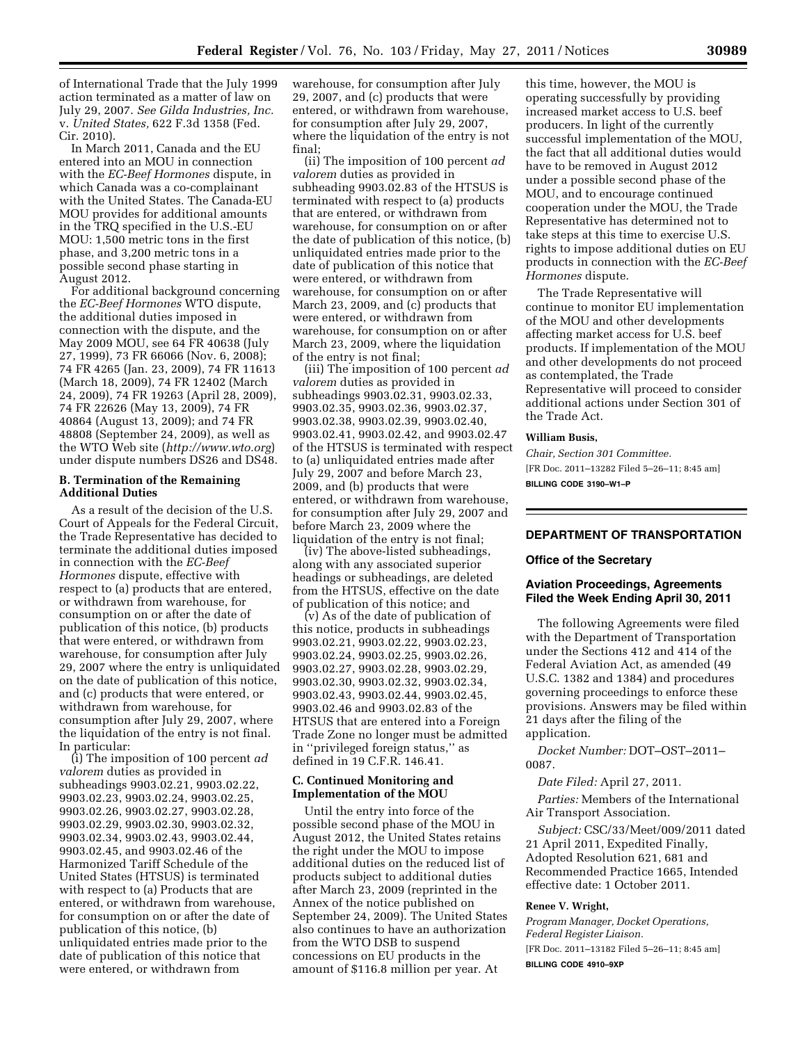of International Trade that the July 1999 action terminated as a matter of law on July 29, 2007. *See Gilda Industries, Inc.* v. *United States,* 622 F.3d 1358 (Fed. Cir. 2010).

In March 2011, Canada and the EU entered into an MOU in connection with the *EC-Beef Hormones* dispute, in which Canada was a co-complainant with the United States. The Canada-EU MOU provides for additional amounts in the TRQ specified in the U.S.-EU MOU: 1,500 metric tons in the first phase, and 3,200 metric tons in a possible second phase starting in August 2012.

For additional background concerning the *EC-Beef Hormones* WTO dispute, the additional duties imposed in connection with the dispute, and the May 2009 MOU, see 64 FR 40638 (July 27, 1999), 73 FR 66066 (Nov. 6, 2008); 74 FR 4265 (Jan. 23, 2009), 74 FR 11613 (March 18, 2009), 74 FR 12402 (March 24, 2009), 74 FR 19263 (April 28, 2009), 74 FR 22626 (May 13, 2009), 74 FR 40864 (August 13, 2009); and 74 FR 48808 (September 24, 2009), as well as the WTO Web site (*http://www.wto.org*) under dispute numbers DS26 and DS48.

### B. Termination of the Remaining Additional Duties

As a result of the decision of the U.S. Court of Appeals for the Federal Circuit, the Trade Representative has decided to terminate the additional duties imposed in connection with the *EC-Beef Hormones* dispute, effective with respect to (a) products that are entered, or withdrawn from warehouse, for consumption on or after the date of publication of this notice, (b) products that were entered, or withdrawn from warehouse, for consumption after July 29, 2007 where the entry is unliquidated on the date of publication of this notice, and (c) products that were entered, or withdrawn from warehouse, for consumption after July 29, 2007, where the liquidation of the entry is not final. In particular:

(i) The imposition of 100 percent *ad valorem* duties as provided in subheadings 9903.02.21, 9903.02.22, 9903.02.23, 9903.02.24, 9903.02.25, 9903.02.26, 9903.02.27, 9903.02.28, 9903.02.29, 9903.02.30, 9903.02.32, 9903.02.34, 9903.02.43, 9903.02.44, 9903.02.45, and 9903.02.46 of the Harmonized Tariff Schedule of the United States (HTSUS) is terminated with respect to (a) Products that are entered, or withdrawn from warehouse, for consumption on or after the date of publication of this notice, (b) unliquidated entries made prior to the date of publication of this notice that were entered, or withdrawn from warehouse, for consumption after July 29, 2007, and (c) products that were entered, or withdrawn from warehouse, for consumption after July 29, 2007, where the liquidation of the entry is not final;

(ii) The imposition of 100 percent *ad valorem* duties as provided in subheading 9903.02.83 of the HTSUS is terminated with respect to (a) products that are entered, or withdrawn from warehouse, for consumption on or after the date of publication of this notice, (b) unliquidated entries made prior to the date of publication of this notice that were entered, or withdrawn from warehouse, for consumption on or after March 23, 2009, and (c) products that were entered, or withdrawn from warehouse, for consumption on or after March 23, 2009, where the liquidation of the entry is not final;

(iii) The imposition of 100 percent *ad valorem* duties as provided in subheadings 9903.02.31, 9903.02.33, 9903.02.35, 9903.02.36, 9903.02.37, 9903.02.38, 9903.02.39, 9903.02.40, 9903.02.41, 9903.02.42, and 9903.02.47 of the HTSUS is terminated with respect to (a) unliquidated entries made after July 29, 2007 and before March 23, 2009, and (b) products that were entered, or withdrawn from warehouse, for consumption after July 29, 2007 and before March 23, 2009 where the liquidation of the entry is not final;

(iv) The above-listed subheadings, along with any associated superior headings or subheadings, are deleted from the HTSUS, effective on the date of publication of this notice; and

(v) As of the date of publication of this notice, products in subheadings 9903.02.21, 9903.02.22, 9903.02.23, 9903.02.24, 9903.02.25, 9903.02.26, 9903.02.27, 9903.02.28, 9903.02.29, 9903.02.30, 9903.02.32, 9903.02.34, 9903.02.43, 9903.02.44, 9903.02.45, 9903.02.46 and 9903.02.83 of the HTSUS that are entered into a Foreign Trade Zone no longer must be admitted in ''privileged foreign status,'' as defined in 19 C.F.R. 146.41.

### C. Continued Monitoring and Implementation of the MOU

Until the entry into force of the possible second phase of the MOU in August 2012, the United States retains the right under the MOU to impose additional duties on the reduced list of products subject to additional duties after March 23, 2009 (reprinted in the Annex of the notice published on September 24, 2009). The United States also continues to have an authorization from the WTO DSB to suspend concessions on EU products in the amount of $116.8 million per year. At this time, however, the MOU is operating successfully by providing increased market access to U.S. beef producers. In light of the currently successful implementation of the MOU, the fact that all additional duties would have to be removed in August 2012 under a possible second phase of the MOU, and to encourage continued cooperation under the MOU, the Trade Representative has determined not to take steps at this time to exercise U.S. rights to impose additional duties on EU products in connection with the *EC-Beef Hormones* dispute.

The Trade Representative will continue to monitor EU implementation of the MOU and other developments affecting market access for U.S. beef products. If implementation of the MOU and other developments do not proceed as contemplated, the Trade Representative will proceed to consider additional actions under Section 301 of the Trade Act.

**William Busis,**

*Chair, Section 301 Committee.*

[FR Doc. 2011–13282 Filed 5–26–11; 8:45 am]

**BILLING CODE 3190–W1–P**

## DEPARTMENT OF TRANSPORTATION

### Office of the Secretary

### Aviation Proceedings, Agreements Filed the Week Ending April 30, 2011

The following Agreements were filed with the Department of Transportation under the Sections 412 and 414 of the Federal Aviation Act, as amended (49 U.S.C. 1382 and 1384) and procedures governing proceedings to enforce these provisions. Answers may be filed within 21 days after the filing of the application.

*Docket Number:* DOT–OST–2011–0087.

*Date Filed:* April 27, 2011.

*Parties:* Members of the International Air Transport Association.

*Subject:* CSC/33/Meet/009/2011 dated 21 April 2011, Expedited Finally, Adopted Resolution 621, 681 and Recommended Practice 1665, Intended effective date: 1 October 2011.

**Renee V. Wright,**

*Program Manager, Docket Operations, Federal Register Liaison.*

[FR Doc. 2011–13182 Filed 5–26–11; 8:45 am]

**BILLING CODE 4910–9XP**